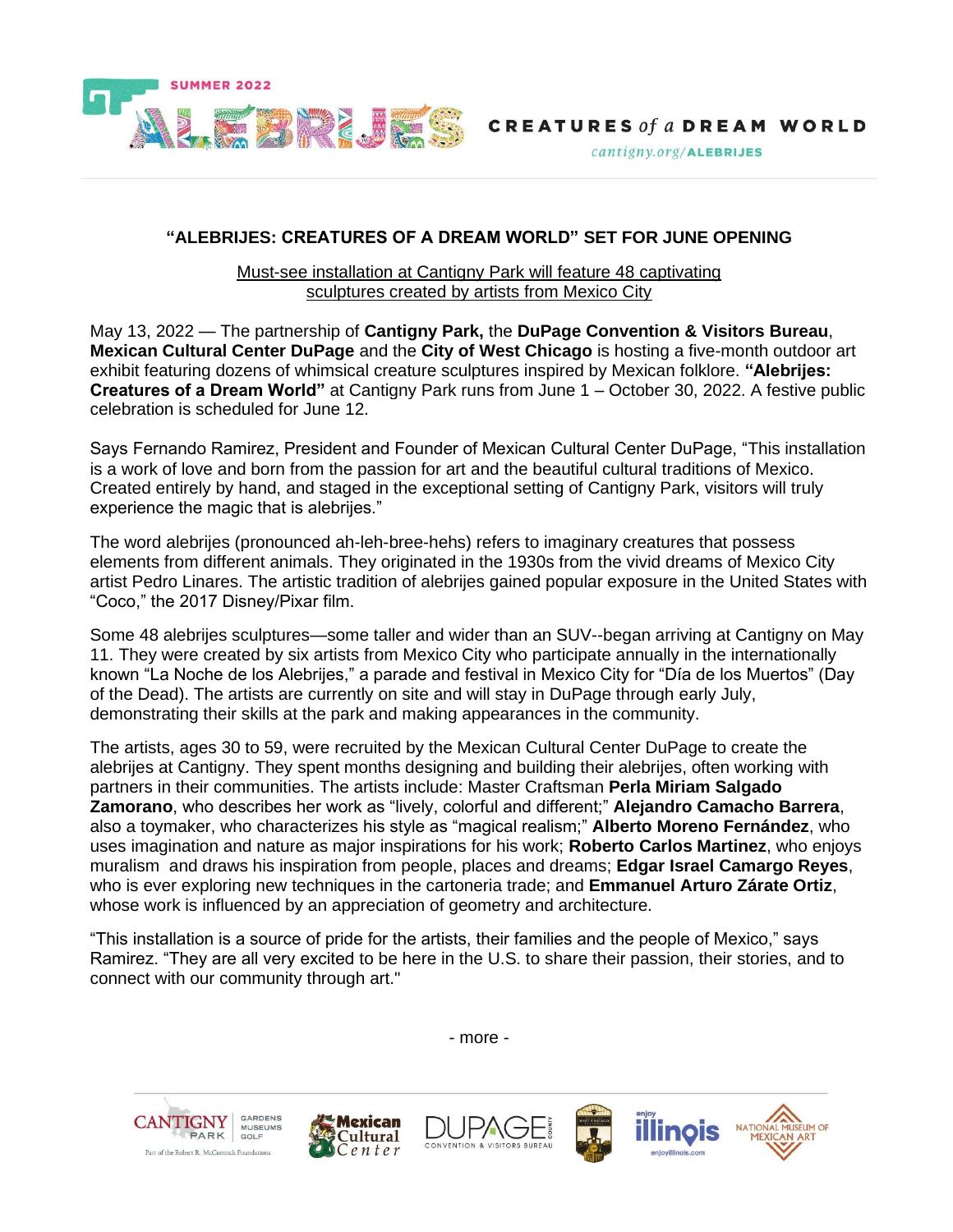SUMMER 2022

ALEBRIJES CREATURES *of a* DREAM WORLD

cantigny.org/ALEBRIJES

## "ALEBRIJES: CREATURES OF A DREAM WORLD" SET FOR JUNE OPENING

Must-see installation at Cantigny Park will feature 48 captivating sculptures created by artists from Mexico City

May 13, 2022 — The partnership of **Cantigny Park,** the **DuPage Convention & Visitors Bureau**, **Mexican Cultural Center DuPage** and the **City of West Chicago** is hosting a five-month outdoor art exhibit featuring dozens of whimsical creature sculptures inspired by Mexican folklore. **"Alebrijes: Creatures of a Dream World"** at Cantigny Park runs from June 1 – October 30, 2022. A festive public celebration is scheduled for June 12.

Says Fernando Ramirez, President and Founder of Mexican Cultural Center DuPage, "This installation is a work of love and born from the passion for art and the beautiful cultural traditions of Mexico. Created entirely by hand, and staged in the exceptional setting of Cantigny Park, visitors will truly experience the magic that is alebrijes."

The word alebrijes (pronounced ah-leh-bree-hehs) refers to imaginary creatures that possess elements from different animals. They originated in the 1930s from the vivid dreams of Mexico City artist Pedro Linares. The artistic tradition of alebrijes gained popular exposure in the United States with "Coco," the 2017 Disney/Pixar film.

Some 48 alebrijes sculptures—some taller and wider than an SUV--began arriving at Cantigny on May 11. They were created by six artists from Mexico City who participate annually in the internationally known "La Noche de los Alebrijes," a parade and festival in Mexico City for "Día de los Muertos" (Day of the Dead). The artists are currently on site and will stay in DuPage through early July, demonstrating their skills at the park and making appearances in the community.

The artists, ages 30 to 59, were recruited by the Mexican Cultural Center DuPage to create the alebrijes at Cantigny. They spent months designing and building their alebrijes, often working with partners in their communities. The artists include: Master Craftsman **Perla Miriam Salgado Zamorano**, who describes her work as "lively, colorful and different;" **Alejandro Camacho Barrera**, also a toymaker, who characterizes his style as "magical realism;" **Alberto Moreno Fernández**, who uses imagination and nature as major inspirations for his work; **Roberto Carlos Martinez**, who enjoys muralism and draws his inspiration from people, places and dreams; **Edgar Israel Camargo Reyes**, who is ever exploring new techniques in the cartoneria trade; and **Emmanuel Arturo Zárate Ortiz**, whose work is influenced by an appreciation of geometry and architecture.

"This installation is a source of pride for the artists, their families and the people of Mexico," says Ramirez. "They are all very excited to be here in the U.S. to share their passion, their stories, and to connect with our community through art."

\- more -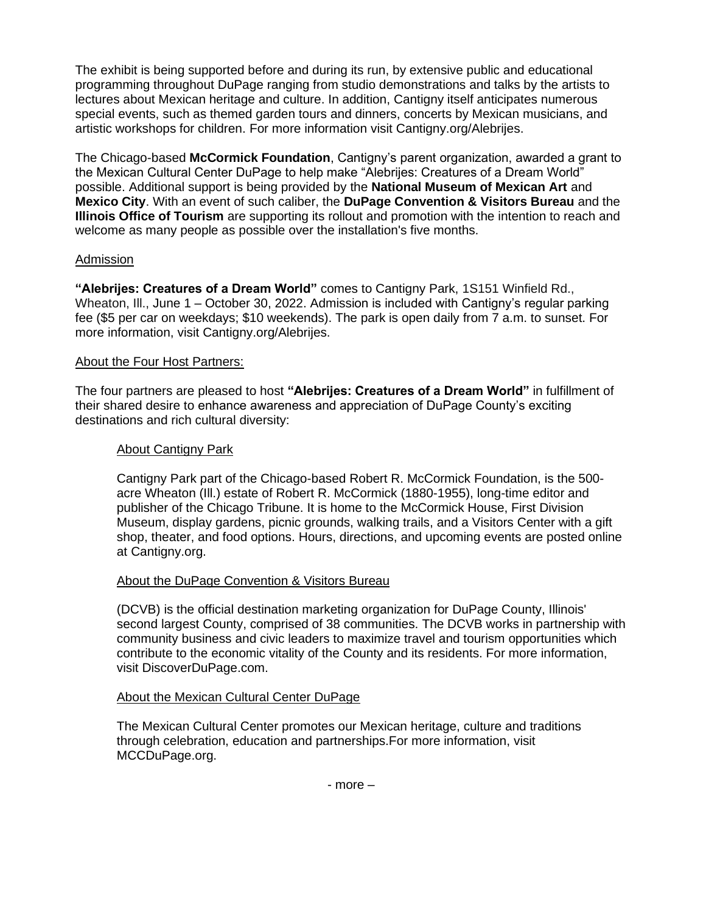The exhibit is being supported before and during its run, by extensive public and educational programming throughout DuPage ranging from studio demonstrations and talks by the artists to lectures about Mexican heritage and culture. In addition, Cantigny itself anticipates numerous special events, such as themed garden tours and dinners, concerts by Mexican musicians, and artistic workshops for children. For more information visit Cantigny.org/Alebrijes.

The Chicago-based **McCormick Foundation**, Cantigny's parent organization, awarded a grant to the Mexican Cultural Center DuPage to help make "Alebrijes: Creatures of a Dream World" possible. Additional support is being provided by the **National Museum of Mexican Art** and **Mexico City**. With an event of such caliber, the **DuPage Convention & Visitors Bureau** and the **Illinois Office of Tourism** are supporting its rollout and promotion with the intention to reach and welcome as many people as possible over the installation's five months.

<u>Admission</u>

**"Alebrijes: Creatures of a Dream World"** comes to Cantigny Park, 1S151 Winfield Rd., Wheaton, Ill., June 1 – October 30, 2022. Admission is included with Cantigny's regular parking fee ($5 per car on weekdays; $10 weekends). The park is open daily from 7 a.m. to sunset. For more information, visit Cantigny.org/Alebrijes.

<u>About the Four Host Partners:</u>

The four partners are pleased to host **"Alebrijes: Creatures of a Dream World"** in fulfillment of their shared desire to enhance awareness and appreciation of DuPage County's exciting destinations and rich cultural diversity:

<u>About Cantigny Park</u>

Cantigny Park part of the Chicago-based Robert R. McCormick Foundation, is the 500-acre Wheaton (Ill.) estate of Robert R. McCormick (1880-1955), long-time editor and publisher of the Chicago Tribune. It is home to the McCormick House, First Division Museum, display gardens, picnic grounds, walking trails, and a Visitors Center with a gift shop, theater, and food options. Hours, directions, and upcoming events are posted online at Cantigny.org.

<u>About the DuPage Convention & Visitors Bureau</u>

(DCVB) is the official destination marketing organization for DuPage County, Illinois' second largest County, comprised of 38 communities. The DCVB works in partnership with community business and civic leaders to maximize travel and tourism opportunities which contribute to the economic vitality of the County and its residents. For more information, visit DiscoverDuPage.com.

<u>About the Mexican Cultural Center DuPage</u>

The Mexican Cultural Center promotes our Mexican heritage, culture and traditions through celebration, education and partnerships.For more information, visit MCCDuPage.org.

- more –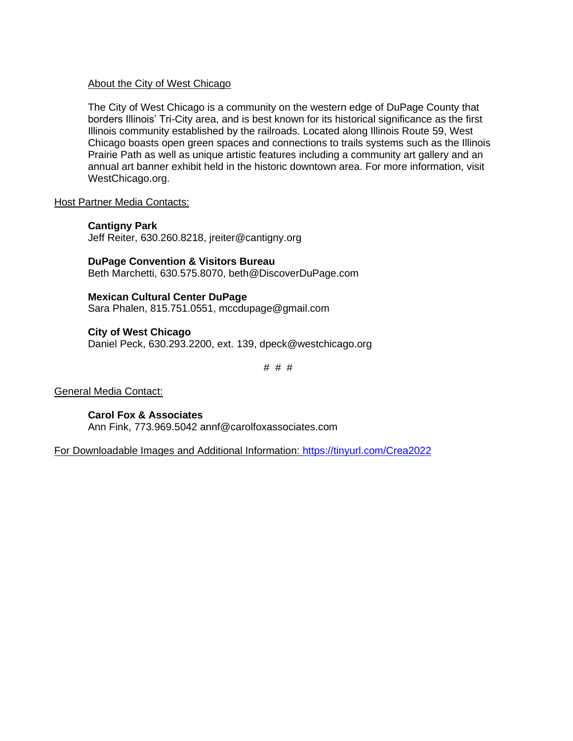About the City of West Chicago

The City of West Chicago is a community on the western edge of DuPage County that borders Illinois' Tri-City area, and is best known for its historical significance as the first Illinois community established by the railroads. Located along Illinois Route 59, West Chicago boasts open green spaces and connections to trails systems such as the Illinois Prairie Path as well as unique artistic features including a community art gallery and an annual art banner exhibit held in the historic downtown area. For more information, visit WestChicago.org.

Host Partner Media Contacts:

**Cantigny Park**
Jeff Reiter, 630.260.8218, jreiter@cantigny.org

**DuPage Convention & Visitors Bureau**
Beth Marchetti, 630.575.8070, beth@DiscoverDuPage.com

**Mexican Cultural Center DuPage**
Sara Phalen, 815.751.0551, mccdupage@gmail.com

**City of West Chicago**
Daniel Peck, 630.293.2200, ext. 139, dpeck@westchicago.org

# # #

General Media Contact:

**Carol Fox & Associates**
Ann Fink, 773.969.5042 annf@carolfoxassociates.com

For Downloadable Images and Additional Information: https://tinyurl.com/Crea2022